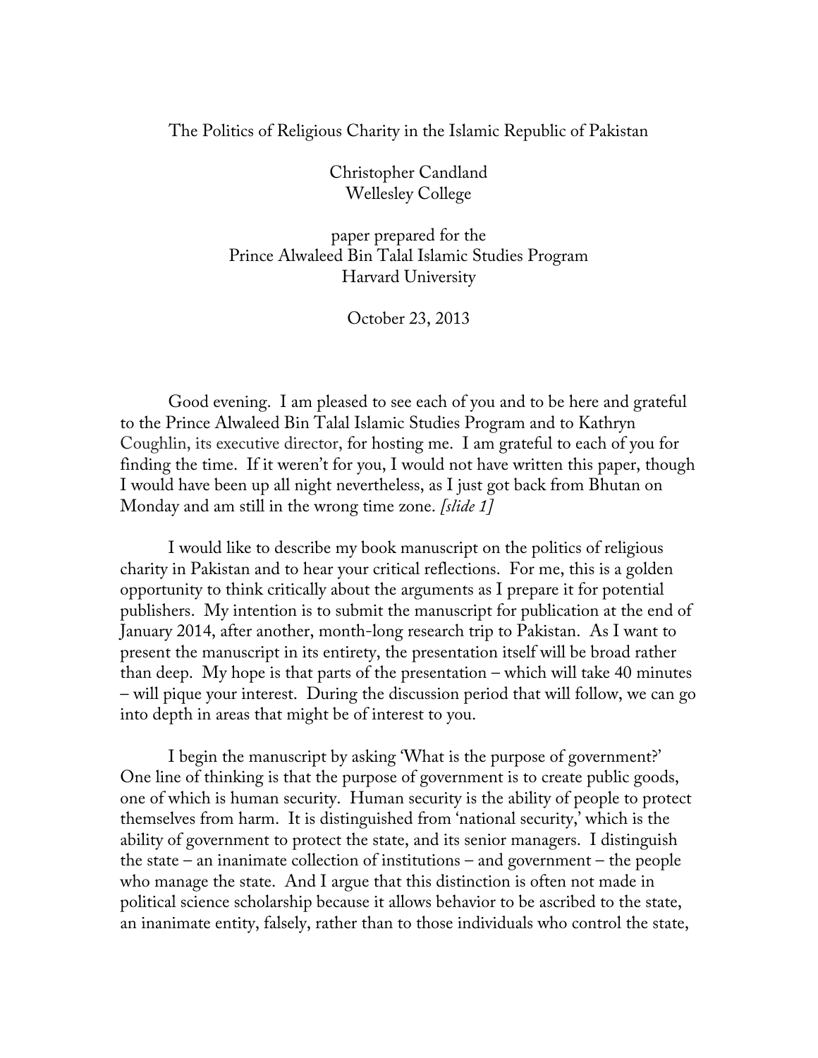The Politics of Religious Charity in the Islamic Republic of Pakistan

Christopher Candland
Wellesley College

paper prepared for the
Prince Alwaleed Bin Talal Islamic Studies Program
Harvard University

October 23, 2013

Good evening. I am pleased to see each of you and to be here and grateful to the Prince Alwaleed Bin Talal Islamic Studies Program and to Kathryn Coughlin, its executive director, for hosting me. I am grateful to each of you for finding the time. If it weren't for you, I would not have written this paper, though I would have been up all night nevertheless, as I just got back from Bhutan on Monday and am still in the wrong time zone. *[slide 1]*

I would like to describe my book manuscript on the politics of religious charity in Pakistan and to hear your critical reflections. For me, this is a golden opportunity to think critically about the arguments as I prepare it for potential publishers. My intention is to submit the manuscript for publication at the end of January 2014, after another, month-long research trip to Pakistan. As I want to present the manuscript in its entirety, the presentation itself will be broad rather than deep. My hope is that parts of the presentation – which will take 40 minutes – will pique your interest. During the discussion period that will follow, we can go into depth in areas that might be of interest to you.

I begin the manuscript by asking 'What is the purpose of government?' One line of thinking is that the purpose of government is to create public goods, one of which is human security. Human security is the ability of people to protect themselves from harm. It is distinguished from 'national security,' which is the ability of government to protect the state, and its senior managers. I distinguish the state – an inanimate collection of institutions – and government – the people who manage the state. And I argue that this distinction is often not made in political science scholarship because it allows behavior to be ascribed to the state, an inanimate entity, falsely, rather than to those individuals who control the state,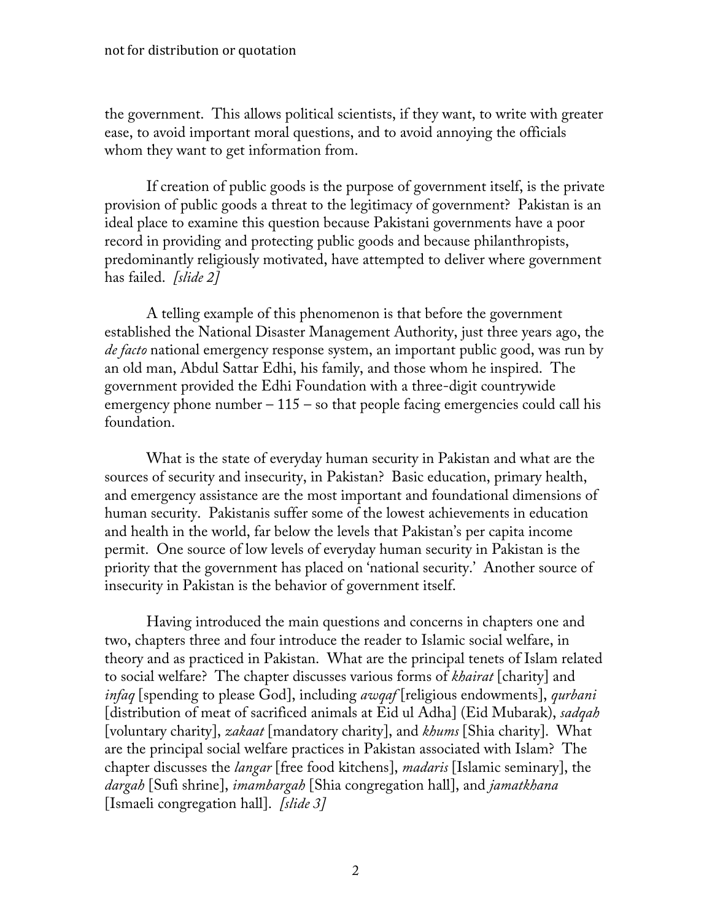the government. This allows political scientists, if they want, to write with greater ease, to avoid important moral questions, and to avoid annoying the officials whom they want to get information from.

If creation of public goods is the purpose of government itself, is the private provision of public goods a threat to the legitimacy of government? Pakistan is an ideal place to examine this question because Pakistani governments have a poor record in providing and protecting public goods and because philanthropists, predominantly religiously motivated, have attempted to deliver where government has failed. *[slide 2]*

A telling example of this phenomenon is that before the government established the National Disaster Management Authority, just three years ago, the *de facto* national emergency response system, an important public good, was run by an old man, Abdul Sattar Edhi, his family, and those whom he inspired. The government provided the Edhi Foundation with a three-digit countrywide emergency phone number – 115 – so that people facing emergencies could call his foundation.

What is the state of everyday human security in Pakistan and what are the sources of security and insecurity, in Pakistan? Basic education, primary health, and emergency assistance are the most important and foundational dimensions of human security. Pakistanis suffer some of the lowest achievements in education and health in the world, far below the levels that Pakistan's per capita income permit. One source of low levels of everyday human security in Pakistan is the priority that the government has placed on 'national security.' Another source of insecurity in Pakistan is the behavior of government itself.

Having introduced the main questions and concerns in chapters one and two, chapters three and four introduce the reader to Islamic social welfare, in theory and as practiced in Pakistan. What are the principal tenets of Islam related to social welfare? The chapter discusses various forms of *khairat* [charity] and *infaq* [spending to please God], including *awqaf* [religious endowments], *qurbani* [distribution of meat of sacrificed animals at Eid ul Adha] (Eid Mubarak), *sadqah* [voluntary charity], *zakaat* [mandatory charity], and *khums* [Shia charity]. What are the principal social welfare practices in Pakistan associated with Islam? The chapter discusses the *langar* [free food kitchens], *madaris* [Islamic seminary], the *dargah* [Sufi shrine], *imambargah* [Shia congregation hall], and *jamatkhana* [Ismaeli congregation hall]. *[slide 3]*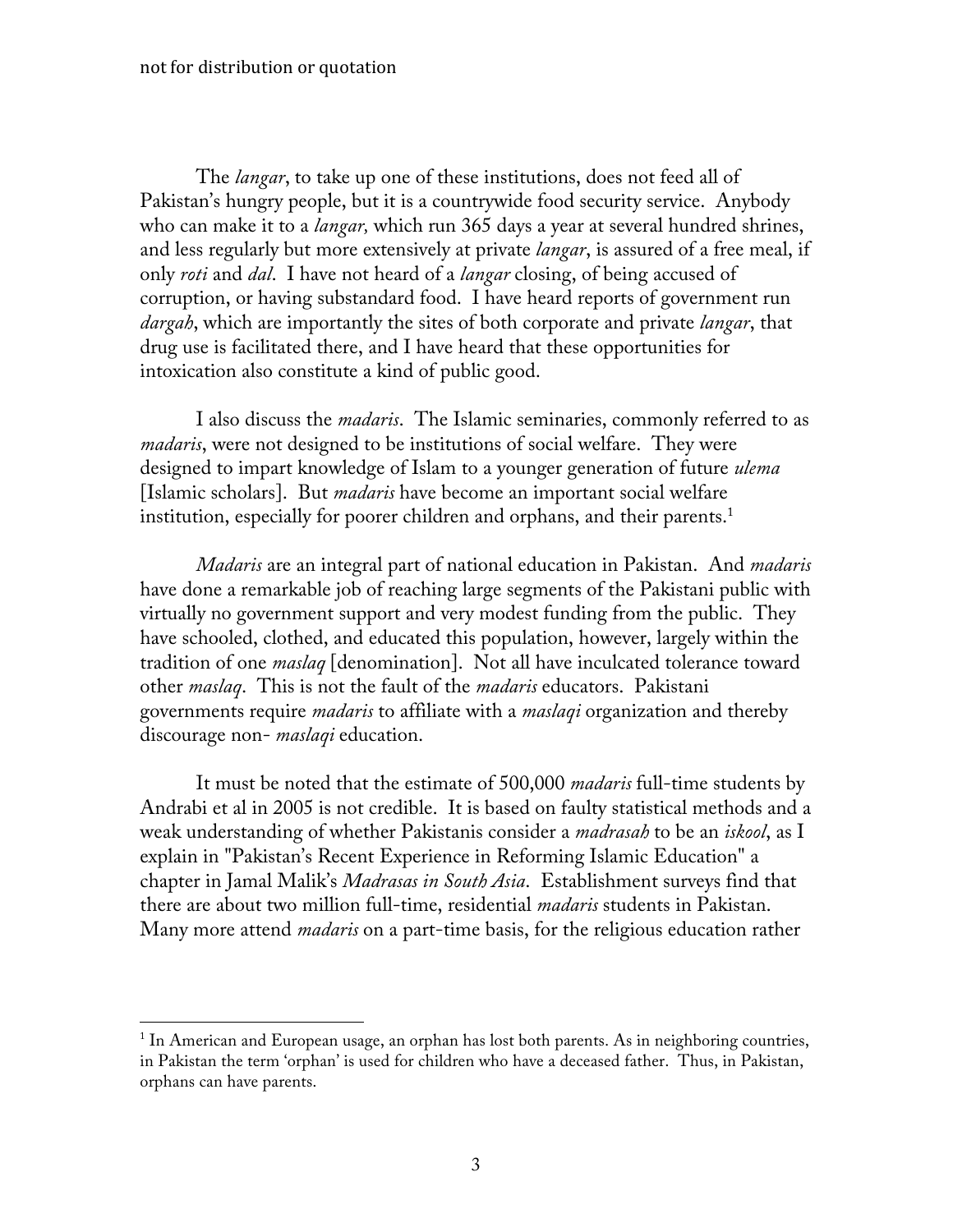The *langar*, to take up one of these institutions, does not feed all of Pakistan's hungry people, but it is a countrywide food security service. Anybody who can make it to a *langar,* which run 365 days a year at several hundred shrines, and less regularly but more extensively at private *langar*, is assured of a free meal, if only *roti* and *dal*. I have not heard of a *langar* closing, of being accused of corruption, or having substandard food. I have heard reports of government run *dargah*, which are importantly the sites of both corporate and private *langar*, that drug use is facilitated there, and I have heard that these opportunities for intoxication also constitute a kind of public good.

I also discuss the *madaris*. The Islamic seminaries, commonly referred to as *madaris*, were not designed to be institutions of social welfare. They were designed to impart knowledge of Islam to a younger generation of future *ulema* [Islamic scholars]. But *madaris* have become an important social welfare institution, especially for poorer children and orphans, and their parents.[1]

*Madaris* are an integral part of national education in Pakistan. And *madaris* have done a remarkable job of reaching large segments of the Pakistani public with virtually no government support and very modest funding from the public. They have schooled, clothed, and educated this population, however, largely within the tradition of one *maslaq* [denomination]. Not all have inculcated tolerance toward other *maslaq*. This is not the fault of the *madaris* educators. Pakistani governments require *madaris* to affiliate with a *maslaqi* organization and thereby discourage non- *maslaqi* education.

It must be noted that the estimate of 500,000 *madaris* full-time students by Andrabi et al in 2005 is not credible. It is based on faulty statistical methods and a weak understanding of whether Pakistanis consider a *madrasah* to be an *iskool*, as I explain in "Pakistan's Recent Experience in Reforming Islamic Education" a chapter in Jamal Malik's *Madrasas in South Asia*. Establishment surveys find that there are about two million full-time, residential *madaris* students in Pakistan. Many more attend *madaris* on a part-time basis, for the religious education rather

---

[1] In American and European usage, an orphan has lost both parents. As in neighboring countries, in Pakistan the term 'orphan' is used for children who have a deceased father. Thus, in Pakistan, orphans can have parents.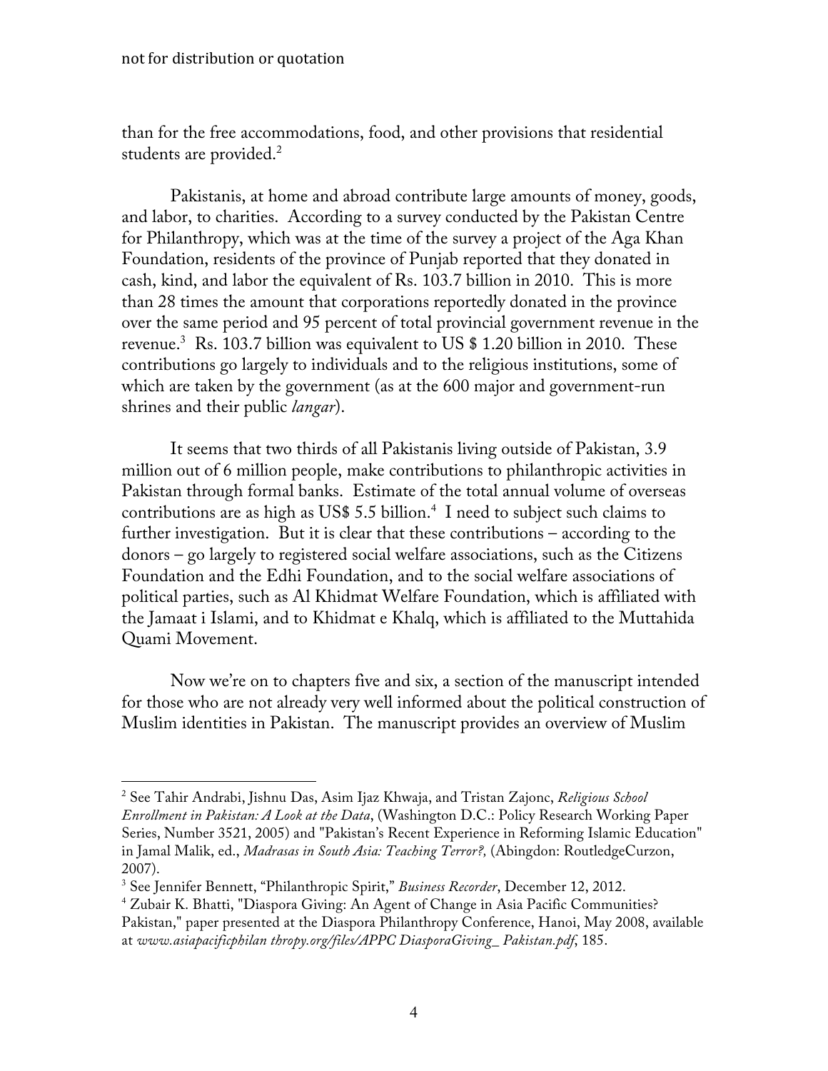than for the free accommodations, food, and other provisions that residential students are provided.[2]

Pakistanis, at home and abroad contribute large amounts of money, goods, and labor, to charities. According to a survey conducted by the Pakistan Centre for Philanthropy, which was at the time of the survey a project of the Aga Khan Foundation, residents of the province of Punjab reported that they donated in cash, kind, and labor the equivalent of Rs. 103.7 billion in 2010. This is more than 28 times the amount that corporations reportedly donated in the province over the same period and 95 percent of total provincial government revenue in the revenue.[3] Rs. 103.7 billion was equivalent to US $ 1.20 billion in 2010. These contributions go largely to individuals and to the religious institutions, some of which are taken by the government (as at the 600 major and government-run shrines and their public *langar*).

It seems that two thirds of all Pakistanis living outside of Pakistan, 3.9 million out of 6 million people, make contributions to philanthropic activities in Pakistan through formal banks. Estimate of the total annual volume of overseas contributions are as high as US$ 5.5 billion.[4] I need to subject such claims to further investigation. But it is clear that these contributions – according to the donors – go largely to registered social welfare associations, such as the Citizens Foundation and the Edhi Foundation, and to the social welfare associations of political parties, such as Al Khidmat Welfare Foundation, which is affiliated with the Jamaat i Islami, and to Khidmat e Khalq, which is affiliated to the Muttahida Quami Movement.

Now we're on to chapters five and six, a section of the manuscript intended for those who are not already very well informed about the political construction of Muslim identities in Pakistan. The manuscript provides an overview of Muslim

---

[2] See Tahir Andrabi, Jishnu Das, Asim Ijaz Khwaja, and Tristan Zajonc, *Religious School Enrollment in Pakistan: A Look at the Data*, (Washington D.C.: Policy Research Working Paper Series, Number 3521, 2005) and "Pakistan's Recent Experience in Reforming Islamic Education" in Jamal Malik, ed., *Madrasas in South Asia: Teaching Terror?,* (Abingdon: RoutledgeCurzon, 2007).

[3] See Jennifer Bennett, "Philanthropic Spirit," *Business Recorder*, December 12, 2012.

[4] Zubair K. Bhatti, "Diaspora Giving: An Agent of Change in Asia Pacific Communities? Pakistan," paper presented at the Diaspora Philanthropy Conference, Hanoi, May 2008, available at *www.asiapacificphilan thropy.org/files/APPC DiasporaGiving_ Pakistan.pdf*, 185.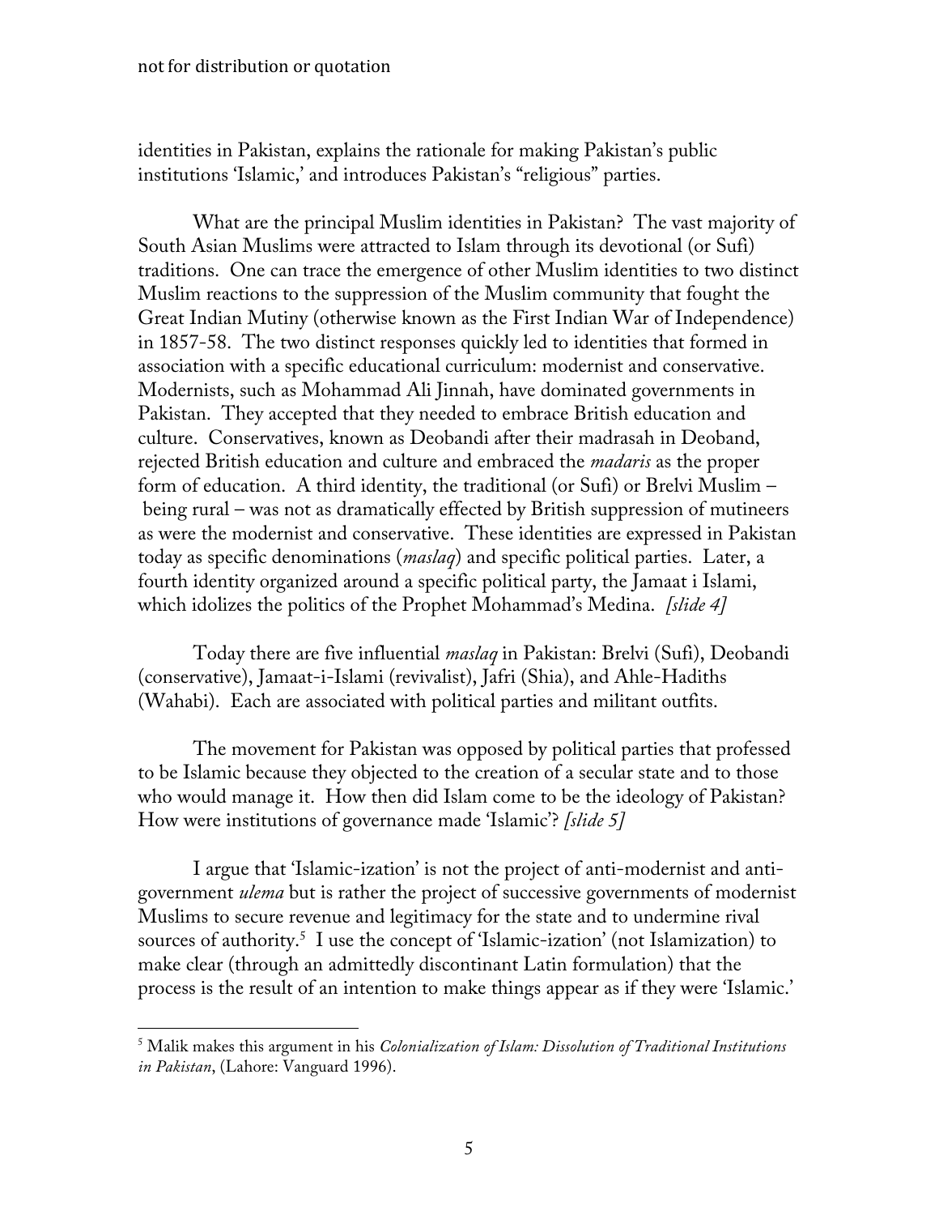identities in Pakistan, explains the rationale for making Pakistan's public institutions 'Islamic,' and introduces Pakistan's "religious" parties.

What are the principal Muslim identities in Pakistan? The vast majority of South Asian Muslims were attracted to Islam through its devotional (or Sufi) traditions. One can trace the emergence of other Muslim identities to two distinct Muslim reactions to the suppression of the Muslim community that fought the Great Indian Mutiny (otherwise known as the First Indian War of Independence) in 1857-58. The two distinct responses quickly led to identities that formed in association with a specific educational curriculum: modernist and conservative. Modernists, such as Mohammad Ali Jinnah, have dominated governments in Pakistan. They accepted that they needed to embrace British education and culture. Conservatives, known as Deobandi after their madrasah in Deoband, rejected British education and culture and embraced the *madaris* as the proper form of education. A third identity, the traditional (or Sufi) or Brelvi Muslim – being rural – was not as dramatically effected by British suppression of mutineers as were the modernist and conservative. These identities are expressed in Pakistan today as specific denominations (*maslaq*) and specific political parties. Later, a fourth identity organized around a specific political party, the Jamaat i Islami, which idolizes the politics of the Prophet Mohammad's Medina. *[slide 4]*

Today there are five influential *maslaq* in Pakistan: Brelvi (Sufi), Deobandi (conservative), Jamaat-i-Islami (revivalist), Jafri (Shia), and Ahle-Hadiths (Wahabi). Each are associated with political parties and militant outfits.

The movement for Pakistan was opposed by political parties that professed to be Islamic because they objected to the creation of a secular state and to those who would manage it. How then did Islam come to be the ideology of Pakistan? How were institutions of governance made 'Islamic'? *[slide 5]*

I argue that 'Islamic-ization' is not the project of anti-modernist and anti-government *ulema* but is rather the project of successive governments of modernist Muslims to secure revenue and legitimacy for the state and to undermine rival sources of authority.[5] I use the concept of 'Islamic-ization' (not Islamization) to make clear (through an admittedly discontinant Latin formulation) that the process is the result of an intention to make things appear as if they were 'Islamic.'

---

[5] Malik makes this argument in his *Colonialization of Islam: Dissolution of Traditional Institutions in Pakistan*, (Lahore: Vanguard 1996).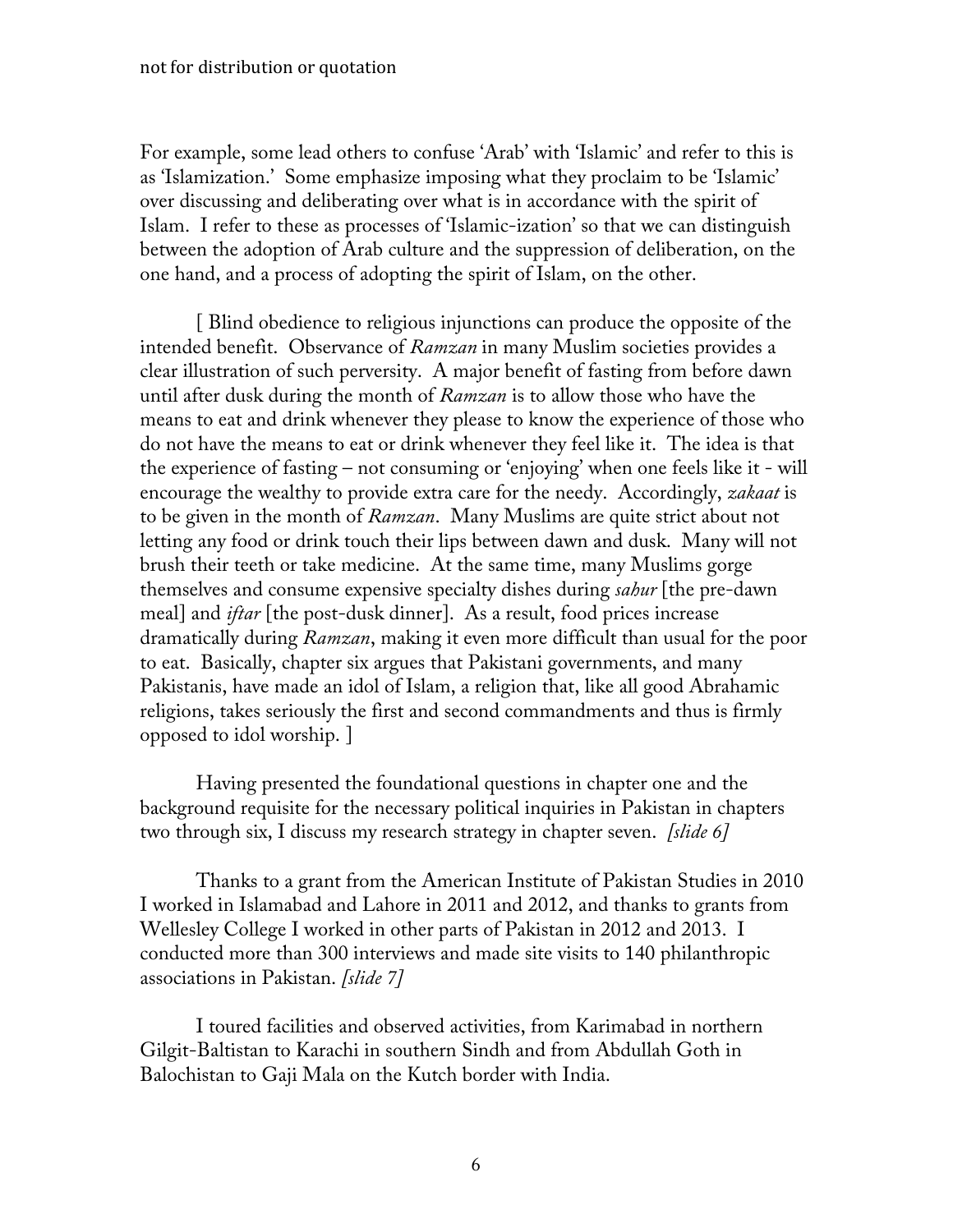For example, some lead others to confuse 'Arab' with 'Islamic' and refer to this is as 'Islamization.' Some emphasize imposing what they proclaim to be 'Islamic' over discussing and deliberating over what is in accordance with the spirit of Islam. I refer to these as processes of 'Islamic-ization' so that we can distinguish between the adoption of Arab culture and the suppression of deliberation, on the one hand, and a process of adopting the spirit of Islam, on the other.

[ Blind obedience to religious injunctions can produce the opposite of the intended benefit. Observance of *Ramzan* in many Muslim societies provides a clear illustration of such perversity. A major benefit of fasting from before dawn until after dusk during the month of *Ramzan* is to allow those who have the means to eat and drink whenever they please to know the experience of those who do not have the means to eat or drink whenever they feel like it. The idea is that the experience of fasting – not consuming or 'enjoying' when one feels like it - will encourage the wealthy to provide extra care for the needy. Accordingly, *zakaat* is to be given in the month of *Ramzan*. Many Muslims are quite strict about not letting any food or drink touch their lips between dawn and dusk. Many will not brush their teeth or take medicine. At the same time, many Muslims gorge themselves and consume expensive specialty dishes during *sahur* [the pre-dawn meal] and *iftar* [the post-dusk dinner]. As a result, food prices increase dramatically during *Ramzan*, making it even more difficult than usual for the poor to eat. Basically, chapter six argues that Pakistani governments, and many Pakistanis, have made an idol of Islam, a religion that, like all good Abrahamic religions, takes seriously the first and second commandments and thus is firmly opposed to idol worship. ]

Having presented the foundational questions in chapter one and the background requisite for the necessary political inquiries in Pakistan in chapters two through six, I discuss my research strategy in chapter seven. *[slide 6]*

Thanks to a grant from the American Institute of Pakistan Studies in 2010 I worked in Islamabad and Lahore in 2011 and 2012, and thanks to grants from Wellesley College I worked in other parts of Pakistan in 2012 and 2013. I conducted more than 300 interviews and made site visits to 140 philanthropic associations in Pakistan. *[slide 7]*

I toured facilities and observed activities, from Karimabad in northern Gilgit-Baltistan to Karachi in southern Sindh and from Abdullah Goth in Balochistan to Gaji Mala on the Kutch border with India.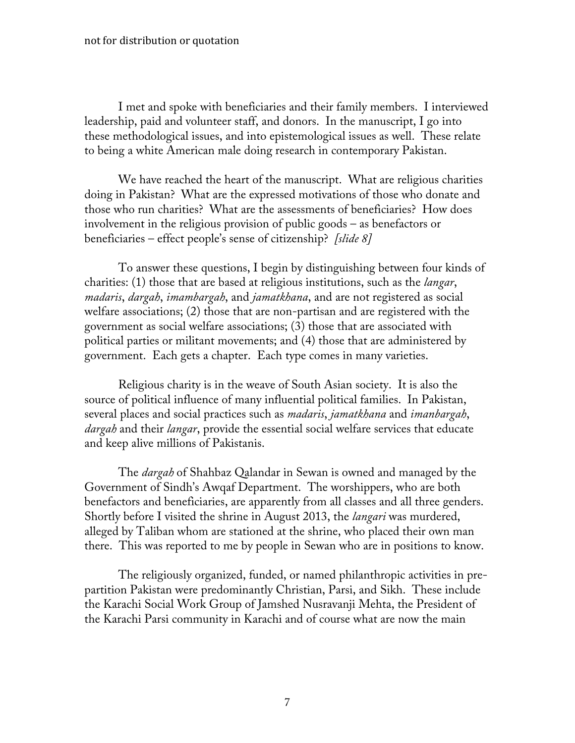I met and spoke with beneficiaries and their family members. I interviewed leadership, paid and volunteer staff, and donors. In the manuscript, I go into these methodological issues, and into epistemological issues as well. These relate to being a white American male doing research in contemporary Pakistan.

We have reached the heart of the manuscript. What are religious charities doing in Pakistan? What are the expressed motivations of those who donate and those who run charities? What are the assessments of beneficiaries? How does involvement in the religious provision of public goods – as benefactors or beneficiaries – effect people's sense of citizenship? *[slide 8]*

To answer these questions, I begin by distinguishing between four kinds of charities: (1) those that are based at religious institutions, such as the *langar*, *madaris*, *dargah*, *imambargah*, and *jamatkhana*, and are not registered as social welfare associations; (2) those that are non-partisan and are registered with the government as social welfare associations; (3) those that are associated with political parties or militant movements; and (4) those that are administered by government. Each gets a chapter. Each type comes in many varieties.

Religious charity is in the weave of South Asian society. It is also the source of political influence of many influential political families. In Pakistan, several places and social practices such as *madaris*, *jamatkhana* and *imanbargah*, *dargah* and their *langar*, provide the essential social welfare services that educate and keep alive millions of Pakistanis.

The *dargah* of Shahbaz Qalandar in Sewan is owned and managed by the Government of Sindh's Awqaf Department. The worshippers, who are both benefactors and beneficiaries, are apparently from all classes and all three genders. Shortly before I visited the shrine in August 2013, the *langari* was murdered, alleged by Taliban whom are stationed at the shrine, who placed their own man there. This was reported to me by people in Sewan who are in positions to know.

The religiously organized, funded, or named philanthropic activities in pre-partition Pakistan were predominantly Christian, Parsi, and Sikh. These include the Karachi Social Work Group of Jamshed Nusravanji Mehta, the President of the Karachi Parsi community in Karachi and of course what are now the main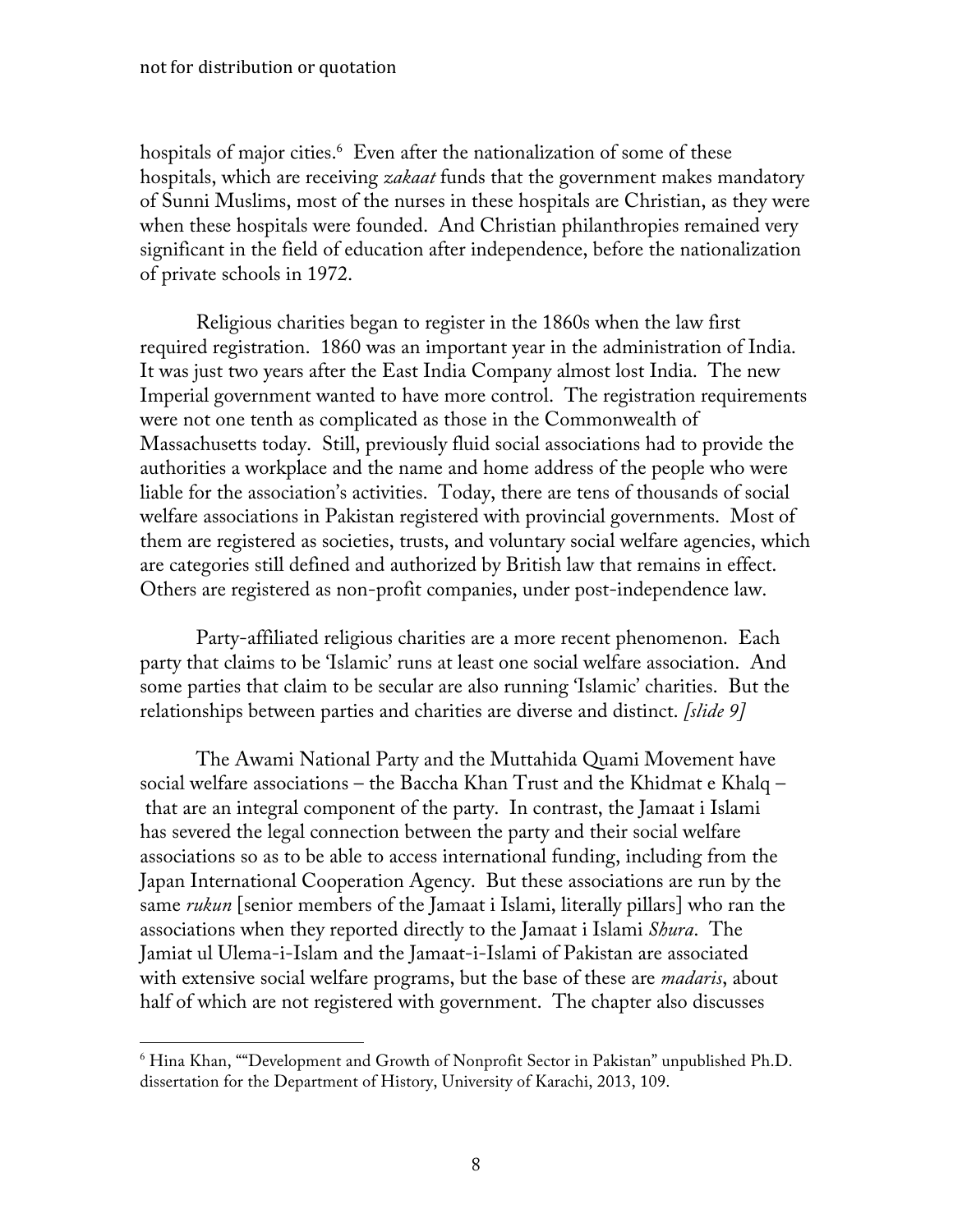hospitals of major cities.[6] Even after the nationalization of some of these hospitals, which are receiving *zakaat* funds that the government makes mandatory of Sunni Muslims, most of the nurses in these hospitals are Christian, as they were when these hospitals were founded. And Christian philanthropies remained very significant in the field of education after independence, before the nationalization of private schools in 1972.

Religious charities began to register in the 1860s when the law first required registration. 1860 was an important year in the administration of India. It was just two years after the East India Company almost lost India. The new Imperial government wanted to have more control. The registration requirements were not one tenth as complicated as those in the Commonwealth of Massachusetts today. Still, previously fluid social associations had to provide the authorities a workplace and the name and home address of the people who were liable for the association's activities. Today, there are tens of thousands of social welfare associations in Pakistan registered with provincial governments. Most of them are registered as societies, trusts, and voluntary social welfare agencies, which are categories still defined and authorized by British law that remains in effect. Others are registered as non-profit companies, under post-independence law.

Party-affiliated religious charities are a more recent phenomenon. Each party that claims to be 'Islamic' runs at least one social welfare association. And some parties that claim to be secular are also running 'Islamic' charities. But the relationships between parties and charities are diverse and distinct. *[slide 9]*

The Awami National Party and the Muttahida Quami Movement have social welfare associations – the Baccha Khan Trust and the Khidmat e Khalq – that are an integral component of the party. In contrast, the Jamaat i Islami has severed the legal connection between the party and their social welfare associations so as to be able to access international funding, including from the Japan International Cooperation Agency. But these associations are run by the same *rukun* [senior members of the Jamaat i Islami, literally pillars] who ran the associations when they reported directly to the Jamaat i Islami *Shura*. The Jamiat ul Ulema-i-Islam and the Jamaat-i-Islami of Pakistan are associated with extensive social welfare programs, but the base of these are *madaris*, about half of which are not registered with government. The chapter also discusses

---

[6] Hina Khan, ""Development and Growth of Nonprofit Sector in Pakistan" unpublished Ph.D. dissertation for the Department of History, University of Karachi, 2013, 109.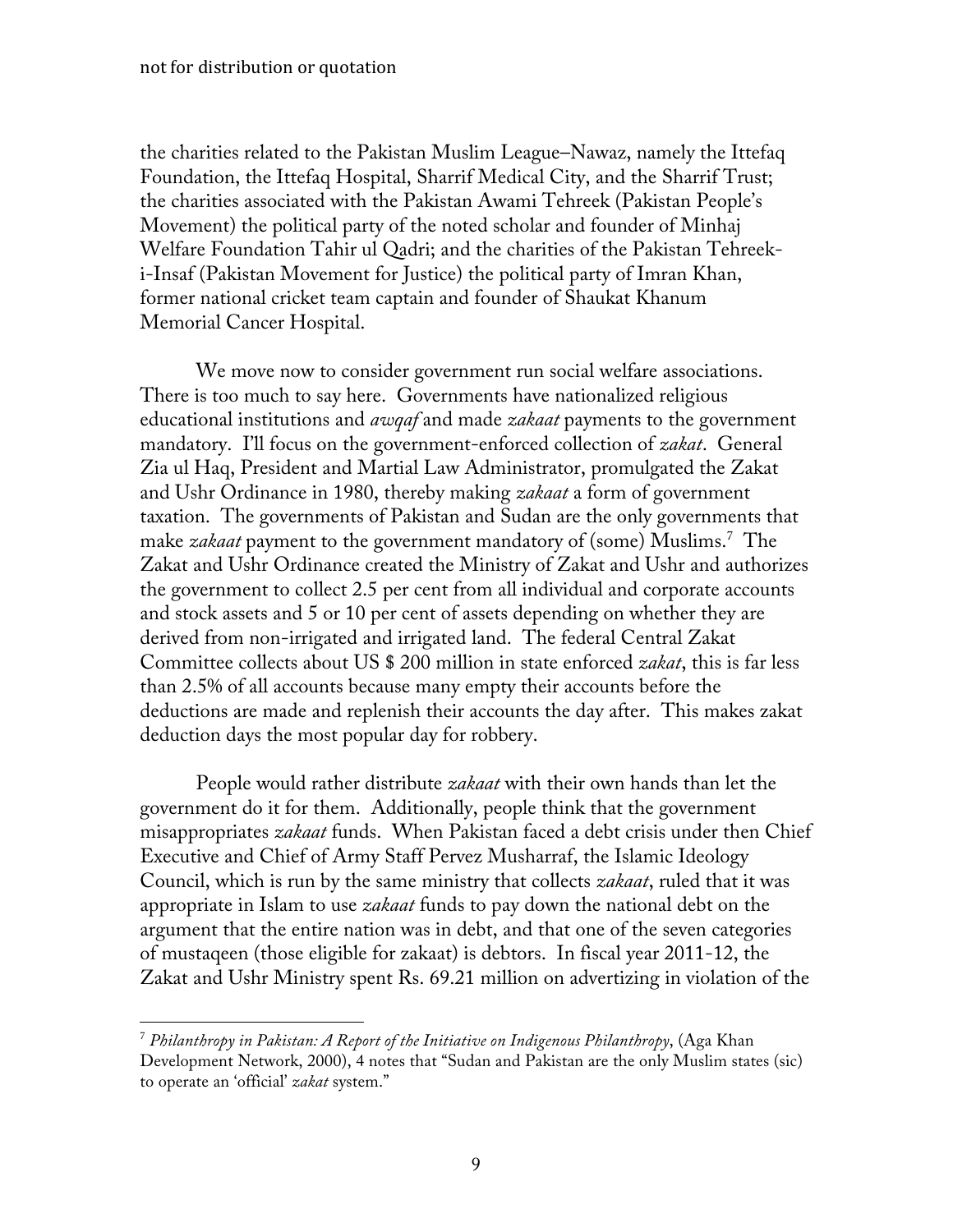the charities related to the Pakistan Muslim League–Nawaz, namely the Ittefaq Foundation, the Ittefaq Hospital, Sharrif Medical City, and the Sharrif Trust; the charities associated with the Pakistan Awami Tehreek (Pakistan People's Movement) the political party of the noted scholar and founder of Minhaj Welfare Foundation Tahir ul Qadri; and the charities of the Pakistan Tehreek-i-Insaf (Pakistan Movement for Justice) the political party of Imran Khan, former national cricket team captain and founder of Shaukat Khanum Memorial Cancer Hospital.

We move now to consider government run social welfare associations. There is too much to say here. Governments have nationalized religious educational institutions and *awqaf* and made *zakaat* payments to the government mandatory. I'll focus on the government-enforced collection of *zakat*. General Zia ul Haq, President and Martial Law Administrator, promulgated the Zakat and Ushr Ordinance in 1980, thereby making *zakaat* a form of government taxation. The governments of Pakistan and Sudan are the only governments that make *zakaat* payment to the government mandatory of (some) Muslims.[7] The Zakat and Ushr Ordinance created the Ministry of Zakat and Ushr and authorizes the government to collect 2.5 per cent from all individual and corporate accounts and stock assets and 5 or 10 per cent of assets depending on whether they are derived from non-irrigated and irrigated land. The federal Central Zakat Committee collects about US $ 200 million in state enforced *zakat*, this is far less than 2.5% of all accounts because many empty their accounts before the deductions are made and replenish their accounts the day after. This makes zakat deduction days the most popular day for robbery.

People would rather distribute *zakaat* with their own hands than let the government do it for them. Additionally, people think that the government misappropriates *zakaat* funds. When Pakistan faced a debt crisis under then Chief Executive and Chief of Army Staff Pervez Musharraf, the Islamic Ideology Council, which is run by the same ministry that collects *zakaat*, ruled that it was appropriate in Islam to use *zakaat* funds to pay down the national debt on the argument that the entire nation was in debt, and that one of the seven categories of mustaqeen (those eligible for zakaat) is debtors. In fiscal year 2011-12, the Zakat and Ushr Ministry spent Rs. 69.21 million on advertizing in violation of the

---

[7] *Philanthropy in Pakistan: A Report of the Initiative on Indigenous Philanthropy*, (Aga Khan Development Network, 2000), 4 notes that "Sudan and Pakistan are the only Muslim states (sic) to operate an 'official' *zakat* system."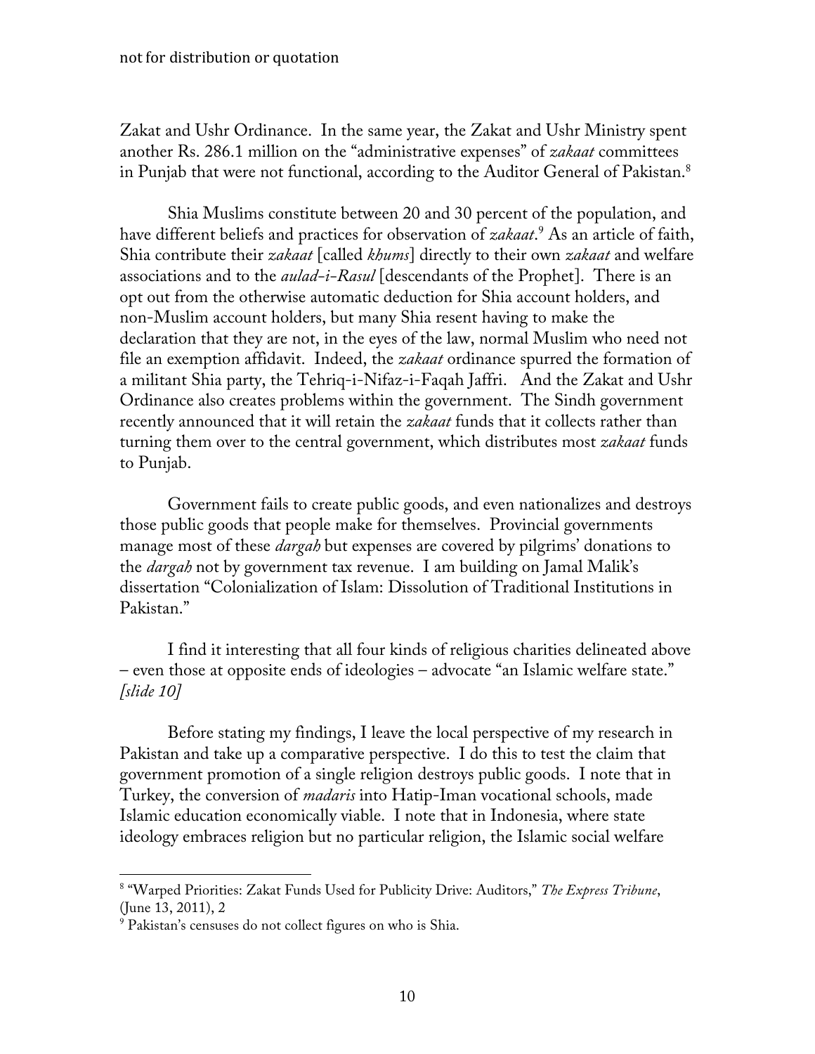Zakat and Ushr Ordinance. In the same year, the Zakat and Ushr Ministry spent another Rs. 286.1 million on the "administrative expenses" of *zakaat* committees in Punjab that were not functional, according to the Auditor General of Pakistan.[8]

Shia Muslims constitute between 20 and 30 percent of the population, and have different beliefs and practices for observation of *zakaat*.[9] As an article of faith, Shia contribute their *zakaat* [called *khums*] directly to their own *zakaat* and welfare associations and to the *aulad-i-Rasul* [descendants of the Prophet]. There is an opt out from the otherwise automatic deduction for Shia account holders, and non-Muslim account holders, but many Shia resent having to make the declaration that they are not, in the eyes of the law, normal Muslim who need not file an exemption affidavit. Indeed, the *zakaat* ordinance spurred the formation of a militant Shia party, the Tehriq-i-Nifaz-i-Faqah Jaffri. And the Zakat and Ushr Ordinance also creates problems within the government. The Sindh government recently announced that it will retain the *zakaat* funds that it collects rather than turning them over to the central government, which distributes most *zakaat* funds to Punjab.

Government fails to create public goods, and even nationalizes and destroys those public goods that people make for themselves. Provincial governments manage most of these *dargah* but expenses are covered by pilgrims' donations to the *dargah* not by government tax revenue. I am building on Jamal Malik's dissertation "Colonialization of Islam: Dissolution of Traditional Institutions in Pakistan."

I find it interesting that all four kinds of religious charities delineated above – even those at opposite ends of ideologies – advocate "an Islamic welfare state." *[slide 10]*

Before stating my findings, I leave the local perspective of my research in Pakistan and take up a comparative perspective. I do this to test the claim that government promotion of a single religion destroys public goods. I note that in Turkey, the conversion of *madaris* into Hatip-Iman vocational schools, made Islamic education economically viable. I note that in Indonesia, where state ideology embraces religion but no particular religion, the Islamic social welfare

---

[8] "Warped Priorities: Zakat Funds Used for Publicity Drive: Auditors," *The Express Tribune*, (June 13, 2011), 2

[9] Pakistan's censuses do not collect figures on who is Shia.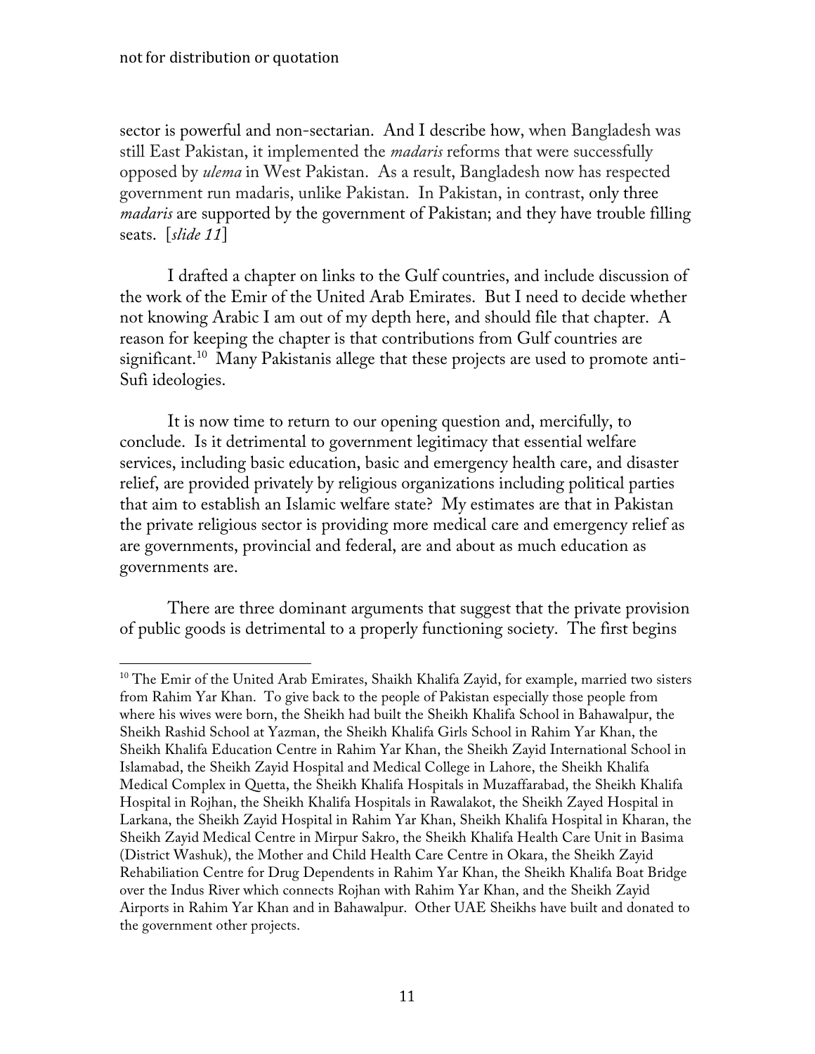sector is powerful and non-sectarian. And I describe how, when Bangladesh was still East Pakistan, it implemented the *madaris* reforms that were successfully opposed by *ulema* in West Pakistan. As a result, Bangladesh now has respected government run madaris, unlike Pakistan. In Pakistan, in contrast, only three *madaris* are supported by the government of Pakistan; and they have trouble filling seats. [*slide 11*]

I drafted a chapter on links to the Gulf countries, and include discussion of the work of the Emir of the United Arab Emirates. But I need to decide whether not knowing Arabic I am out of my depth here, and should file that chapter. A reason for keeping the chapter is that contributions from Gulf countries are significant.[10] Many Pakistanis allege that these projects are used to promote anti-Sufi ideologies.

It is now time to return to our opening question and, mercifully, to conclude. Is it detrimental to government legitimacy that essential welfare services, including basic education, basic and emergency health care, and disaster relief, are provided privately by religious organizations including political parties that aim to establish an Islamic welfare state? My estimates are that in Pakistan the private religious sector is providing more medical care and emergency relief as are governments, provincial and federal, are and about as much education as governments are.

There are three dominant arguments that suggest that the private provision of public goods is detrimental to a properly functioning society. The first begins

---

[10] The Emir of the United Arab Emirates, Shaikh Khalifa Zayid, for example, married two sisters from Rahim Yar Khan. To give back to the people of Pakistan especially those people from where his wives were born, the Sheikh had built the Sheikh Khalifa School in Bahawalpur, the Sheikh Rashid School at Yazman, the Sheikh Khalifa Girls School in Rahim Yar Khan, the Sheikh Khalifa Education Centre in Rahim Yar Khan, the Sheikh Zayid International School in Islamabad, the Sheikh Zayid Hospital and Medical College in Lahore, the Sheikh Khalifa Medical Complex in Quetta, the Sheikh Khalifa Hospitals in Muzaffarabad, the Sheikh Khalifa Hospital in Rojhan, the Sheikh Khalifa Hospitals in Rawalakot, the Sheikh Zayed Hospital in Larkana, the Sheikh Zayid Hospital in Rahim Yar Khan, Sheikh Khalifa Hospital in Kharan, the Sheikh Zayid Medical Centre in Mirpur Sakro, the Sheikh Khalifa Health Care Unit in Basima (District Washuk), the Mother and Child Health Care Centre in Okara, the Sheikh Zayid Rehabiliation Centre for Drug Dependents in Rahim Yar Khan, the Sheikh Khalifa Boat Bridge over the Indus River which connects Rojhan with Rahim Yar Khan, and the Sheikh Zayid Airports in Rahim Yar Khan and in Bahawalpur. Other UAE Sheikhs have built and donated to the government other projects.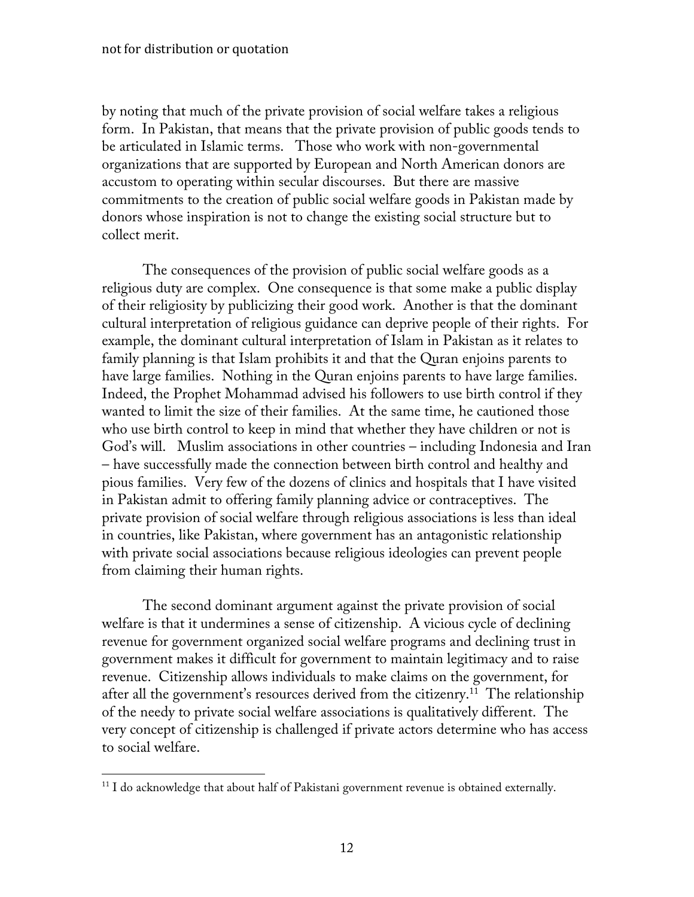by noting that much of the private provision of social welfare takes a religious form. In Pakistan, that means that the private provision of public goods tends to be articulated in Islamic terms. Those who work with non-governmental organizations that are supported by European and North American donors are accustom to operating within secular discourses. But there are massive commitments to the creation of public social welfare goods in Pakistan made by donors whose inspiration is not to change the existing social structure but to collect merit.

The consequences of the provision of public social welfare goods as a religious duty are complex. One consequence is that some make a public display of their religiosity by publicizing their good work. Another is that the dominant cultural interpretation of religious guidance can deprive people of their rights. For example, the dominant cultural interpretation of Islam in Pakistan as it relates to family planning is that Islam prohibits it and that the Quran enjoins parents to have large families. Nothing in the Quran enjoins parents to have large families. Indeed, the Prophet Mohammad advised his followers to use birth control if they wanted to limit the size of their families. At the same time, he cautioned those who use birth control to keep in mind that whether they have children or not is God's will. Muslim associations in other countries – including Indonesia and Iran – have successfully made the connection between birth control and healthy and pious families. Very few of the dozens of clinics and hospitals that I have visited in Pakistan admit to offering family planning advice or contraceptives. The private provision of social welfare through religious associations is less than ideal in countries, like Pakistan, where government has an antagonistic relationship with private social associations because religious ideologies can prevent people from claiming their human rights.

The second dominant argument against the private provision of social welfare is that it undermines a sense of citizenship. A vicious cycle of declining revenue for government organized social welfare programs and declining trust in government makes it difficult for government to maintain legitimacy and to raise revenue. Citizenship allows individuals to make claims on the government, for after all the government's resources derived from the citizenry.[11] The relationship of the needy to private social welfare associations is qualitatively different. The very concept of citizenship is challenged if private actors determine who has access to social welfare.

[11] I do acknowledge that about half of Pakistani government revenue is obtained externally.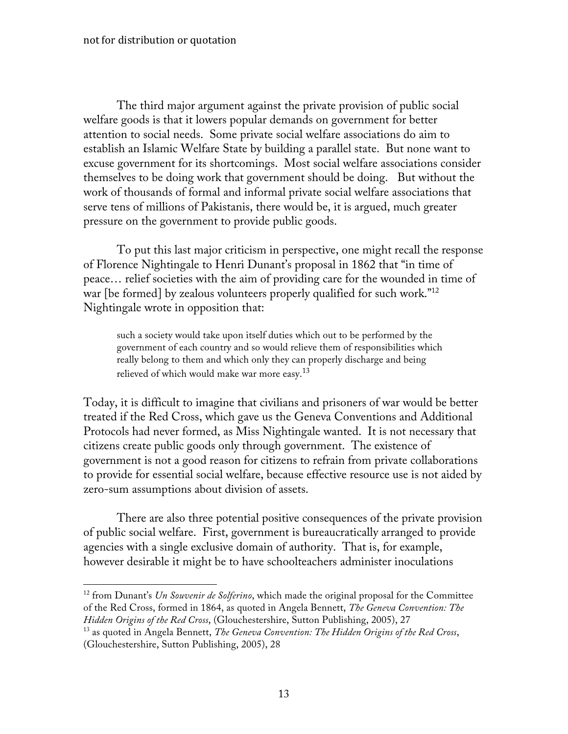The third major argument against the private provision of public social welfare goods is that it lowers popular demands on government for better attention to social needs. Some private social welfare associations do aim to establish an Islamic Welfare State by building a parallel state. But none want to excuse government for its shortcomings. Most social welfare associations consider themselves to be doing work that government should be doing. But without the work of thousands of formal and informal private social welfare associations that serve tens of millions of Pakistanis, there would be, it is argued, much greater pressure on the government to provide public goods.

To put this last major criticism in perspective, one might recall the response of Florence Nightingale to Henri Dunant's proposal in 1862 that "in time of peace… relief societies with the aim of providing care for the wounded in time of war [be formed] by zealous volunteers properly qualified for such work."[12] Nightingale wrote in opposition that:

> such a society would take upon itself duties which out to be performed by the government of each country and so would relieve them of responsibilities which really belong to them and which only they can properly discharge and being relieved of which would make war more easy.[13]

Today, it is difficult to imagine that civilians and prisoners of war would be better treated if the Red Cross, which gave us the Geneva Conventions and Additional Protocols had never formed, as Miss Nightingale wanted. It is not necessary that citizens create public goods only through government. The existence of government is not a good reason for citizens to refrain from private collaborations to provide for essential social welfare, because effective resource use is not aided by zero-sum assumptions about division of assets.

There are also three potential positive consequences of the private provision of public social welfare. First, government is bureaucratically arranged to provide agencies with a single exclusive domain of authority. That is, for example, however desirable it might be to have schoolteachers administer inoculations

---

[12] from Dunant's *Un Souvenir de Solferino*, which made the original proposal for the Committee of the Red Cross, formed in 1864, as quoted in Angela Bennett, *The Geneva Convention: The Hidden Origins of the Red Cross*, (Glouchestershire, Sutton Publishing, 2005), 27

[13] as quoted in Angela Bennett, *The Geneva Convention: The Hidden Origins of the Red Cross*, (Glouchestershire, Sutton Publishing, 2005), 28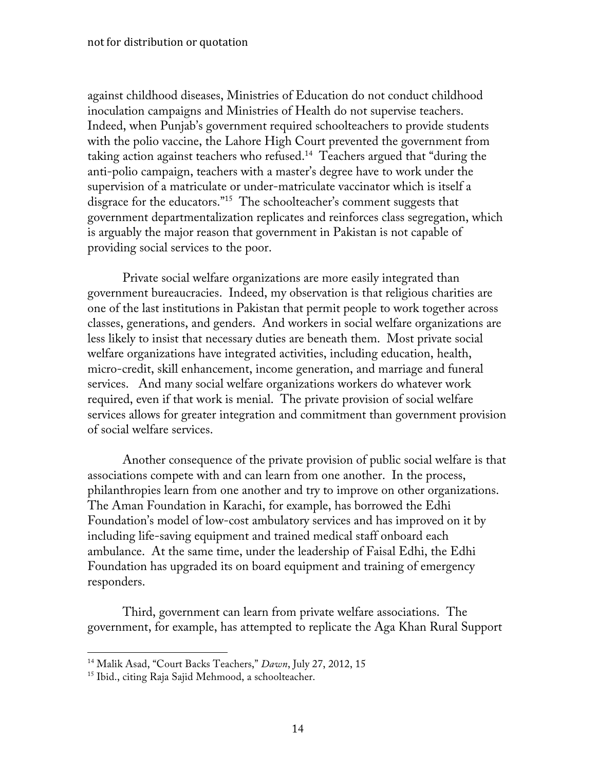against childhood diseases, Ministries of Education do not conduct childhood inoculation campaigns and Ministries of Health do not supervise teachers. Indeed, when Punjab's government required schoolteachers to provide students with the polio vaccine, the Lahore High Court prevented the government from taking action against teachers who refused.[14] Teachers argued that "during the anti-polio campaign, teachers with a master's degree have to work under the supervision of a matriculate or under-matriculate vaccinator which is itself a disgrace for the educators."[15] The schoolteacher's comment suggests that government departmentalization replicates and reinforces class segregation, which is arguably the major reason that government in Pakistan is not capable of providing social services to the poor.

Private social welfare organizations are more easily integrated than government bureaucracies. Indeed, my observation is that religious charities are one of the last institutions in Pakistan that permit people to work together across classes, generations, and genders. And workers in social welfare organizations are less likely to insist that necessary duties are beneath them. Most private social welfare organizations have integrated activities, including education, health, micro-credit, skill enhancement, income generation, and marriage and funeral services. And many social welfare organizations workers do whatever work required, even if that work is menial. The private provision of social welfare services allows for greater integration and commitment than government provision of social welfare services.

Another consequence of the private provision of public social welfare is that associations compete with and can learn from one another. In the process, philanthropies learn from one another and try to improve on other organizations. The Aman Foundation in Karachi, for example, has borrowed the Edhi Foundation's model of low-cost ambulatory services and has improved on it by including life-saving equipment and trained medical staff onboard each ambulance. At the same time, under the leadership of Faisal Edhi, the Edhi Foundation has upgraded its on board equipment and training of emergency responders.

Third, government can learn from private welfare associations. The government, for example, has attempted to replicate the Aga Khan Rural Support

---

[14] Malik Asad, "Court Backs Teachers," *Dawn*, July 27, 2012, 15

[15] Ibid., citing Raja Sajid Mehmood, a schoolteacher.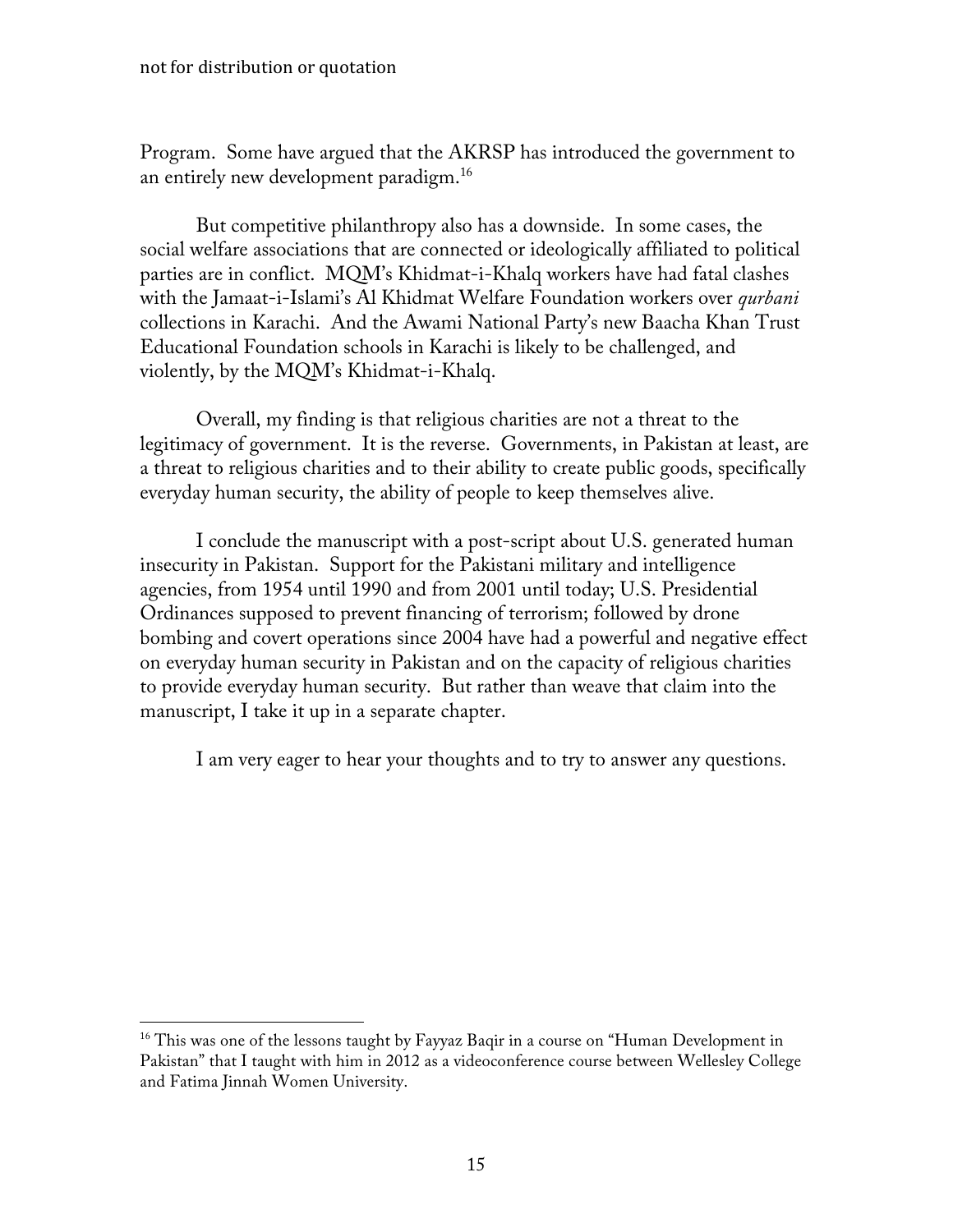Program. Some have argued that the AKRSP has introduced the government to an entirely new development paradigm.[16]

But competitive philanthropy also has a downside. In some cases, the social welfare associations that are connected or ideologically affiliated to political parties are in conflict. MQM's Khidmat-i-Khalq workers have had fatal clashes with the Jamaat-i-Islami's Al Khidmat Welfare Foundation workers over *qurbani* collections in Karachi. And the Awami National Party's new Baacha Khan Trust Educational Foundation schools in Karachi is likely to be challenged, and violently, by the MQM's Khidmat-i-Khalq.

Overall, my finding is that religious charities are not a threat to the legitimacy of government. It is the reverse. Governments, in Pakistan at least, are a threat to religious charities and to their ability to create public goods, specifically everyday human security, the ability of people to keep themselves alive.

I conclude the manuscript with a post-script about U.S. generated human insecurity in Pakistan. Support for the Pakistani military and intelligence agencies, from 1954 until 1990 and from 2001 until today; U.S. Presidential Ordinances supposed to prevent financing of terrorism; followed by drone bombing and covert operations since 2004 have had a powerful and negative effect on everyday human security in Pakistan and on the capacity of religious charities to provide everyday human security. But rather than weave that claim into the manuscript, I take it up in a separate chapter.

I am very eager to hear your thoughts and to try to answer any questions.

[16] This was one of the lessons taught by Fayyaz Baqir in a course on "Human Development in Pakistan" that I taught with him in 2012 as a videoconference course between Wellesley College and Fatima Jinnah Women University.